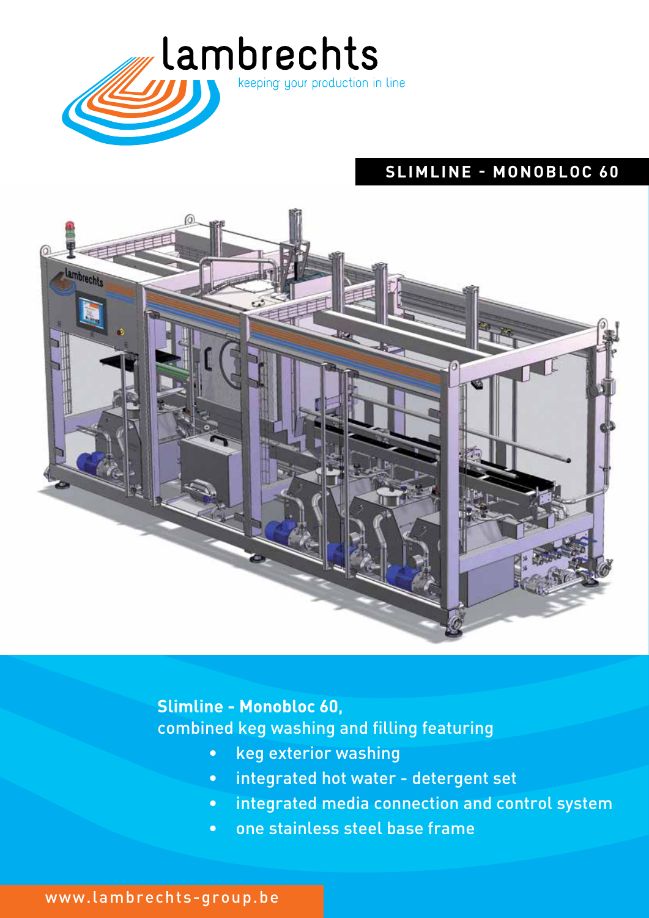lambrechts

keeping your production in line

## SLIMLINE - MONOBLOC 60

**Slimline - Monobloc 60,**
combined keg washing and filling featuring

- keg exterior washing
- integrated hot water - detergent set
- integrated media connection and control system
- one stainless steel base frame

www.lambrechts-group.be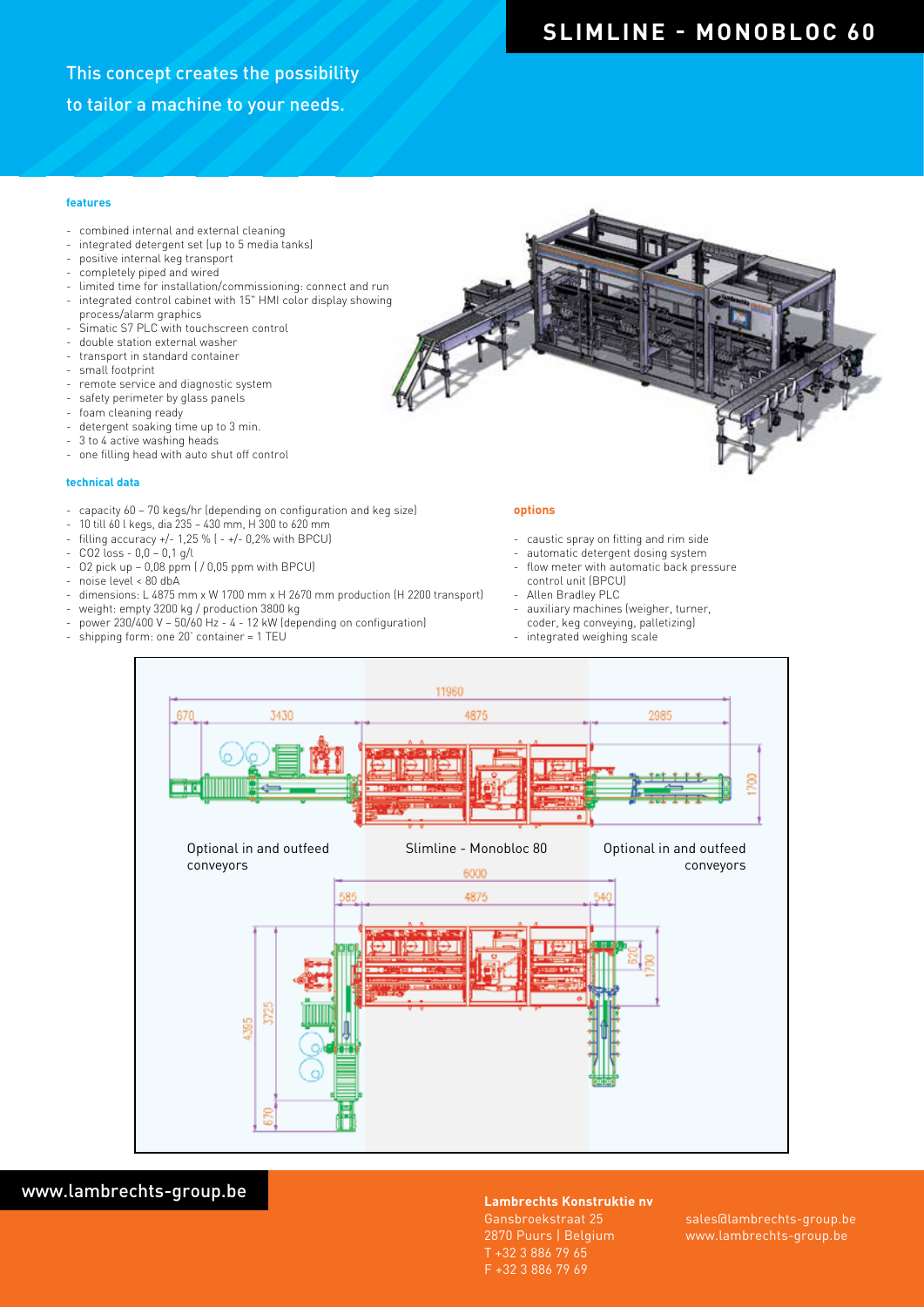# SLIMLINE - MONOBLOC 60

This concept creates the possibility to tailor a machine to your needs.

### features

- combined internal and external cleaning
- integrated detergent set (up to 5 media tanks)
- positive internal keg transport
- completely piped and wired
- limited time for installation/commissioning: connect and run
- integrated control cabinet with 15" HMI color display showing process/alarm graphics
- Simatic S7 PLC with touchscreen control
- double station external washer
- transport in standard container
- small footprint
- remote service and diagnostic system
- safety perimeter by glass panels
- foam cleaning ready
- detergent soaking time up to 3 min.
- 3 to 4 active washing heads
- one filling head with auto shut off control

### technical data

- capacity 60 – 70 kegs/hr (depending on configuration and keg size)
- 10 till 60 l kegs, dia 235 – 430 mm, H 300 to 620 mm
- filling accuracy +/- 1,25 % ( - +/- 0,2% with BPCU)
- $CO_2$ loss - 0,0 – 0,1 g/l
- $O_2$ pick up – 0,08 ppm ( / 0,05 ppm with BPCU)
- noise level < 80 dbA
- dimensions: L 4875 mm x W 1700 mm x H 2670 mm production (H 2200 transport)
- weight: empty 3200 kg / production 3800 kg
- power 230/400 V – 50/60 Hz - 4 - 12 kW (depending on configuration)
- shipping form: one 20' container = 1 TEU

### options

- caustic spray on fitting and rim side
- automatic detergent dosing system
- flow meter with automatic back pressure control unit (BPCU)
- Allen Bradley PLC
- auxiliary machines (weigher, turner, coder, keg conveying, palletizing)
- integrated weighing scale

11960
670
3430
4875
2985
1700
Optional in and outfeed conveyors
Slimline - Monobloc 80
Optional in and outfeed conveyors
6000
585
4875
540
4365
3725
670
820
1700

www.lambrechts-group.be

**Lambrechts Konstruktie nv**
Gansbroekstraat 25
2870 Puurs | Belgium
T +32 3 886 79 65
F +32 3 886 79 69

sales@lambrechts-group.be
www.lambrechts-group.be